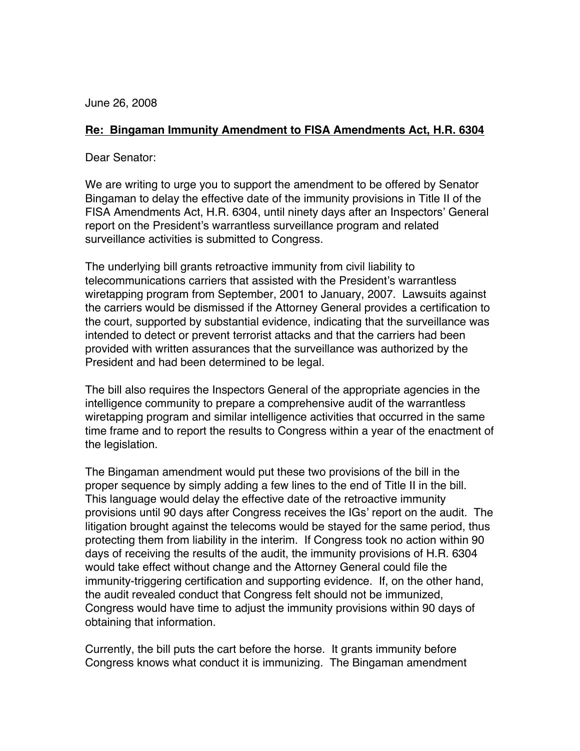June 26, 2008

**<u>Re: Bingaman Immunity Amendment to FISA Amendments Act, H.R. 6304</u>**

Dear Senator:

We are writing to urge you to support the amendment to be offered by Senator Bingaman to delay the effective date of the immunity provisions in Title II of the FISA Amendments Act, H.R. 6304, until ninety days after an Inspectors' General report on the President's warrantless surveillance program and related surveillance activities is submitted to Congress.

The underlying bill grants retroactive immunity from civil liability to telecommunications carriers that assisted with the President's warrantless wiretapping program from September, 2001 to January, 2007. Lawsuits against the carriers would be dismissed if the Attorney General provides a certification to the court, supported by substantial evidence, indicating that the surveillance was intended to detect or prevent terrorist attacks and that the carriers had been provided with written assurances that the surveillance was authorized by the President and had been determined to be legal.

The bill also requires the Inspectors General of the appropriate agencies in the intelligence community to prepare a comprehensive audit of the warrantless wiretapping program and similar intelligence activities that occurred in the same time frame and to report the results to Congress within a year of the enactment of the legislation.

The Bingaman amendment would put these two provisions of the bill in the proper sequence by simply adding a few lines to the end of Title II in the bill. This language would delay the effective date of the retroactive immunity provisions until 90 days after Congress receives the IGs' report on the audit. The litigation brought against the telecoms would be stayed for the same period, thus protecting them from liability in the interim. If Congress took no action within 90 days of receiving the results of the audit, the immunity provisions of H.R. 6304 would take effect without change and the Attorney General could file the immunity-triggering certification and supporting evidence. If, on the other hand, the audit revealed conduct that Congress felt should not be immunized, Congress would have time to adjust the immunity provisions within 90 days of obtaining that information.

Currently, the bill puts the cart before the horse. It grants immunity before Congress knows what conduct it is immunizing. The Bingaman amendment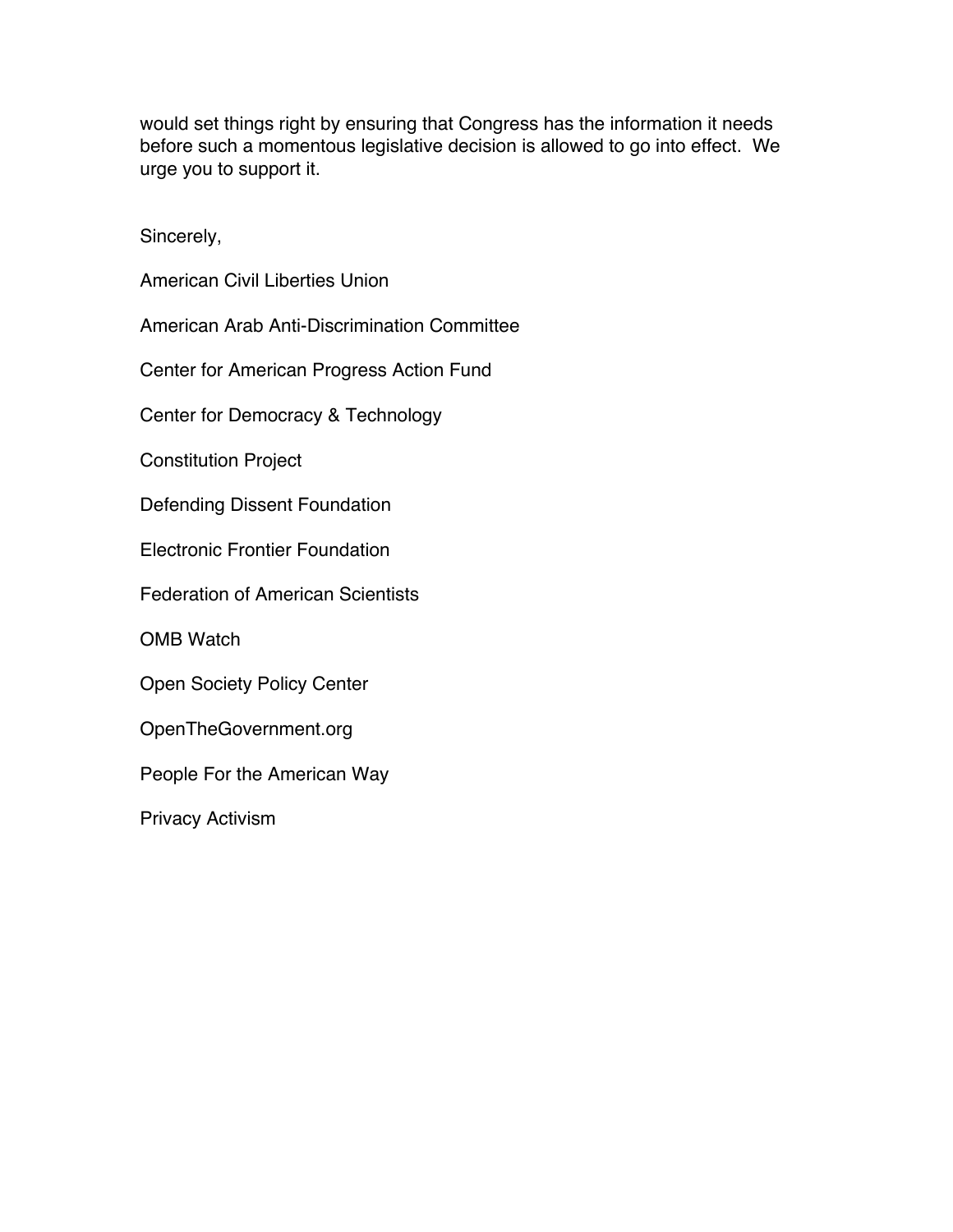would set things right by ensuring that Congress has the information it needs before such a momentous legislative decision is allowed to go into effect. We urge you to support it.

Sincerely,

American Civil Liberties Union

American Arab Anti-Discrimination Committee

Center for American Progress Action Fund

Center for Democracy & Technology

Constitution Project

Defending Dissent Foundation

Electronic Frontier Foundation

Federation of American Scientists

OMB Watch

Open Society Policy Center

OpenTheGovernment.org

People For the American Way

Privacy Activism